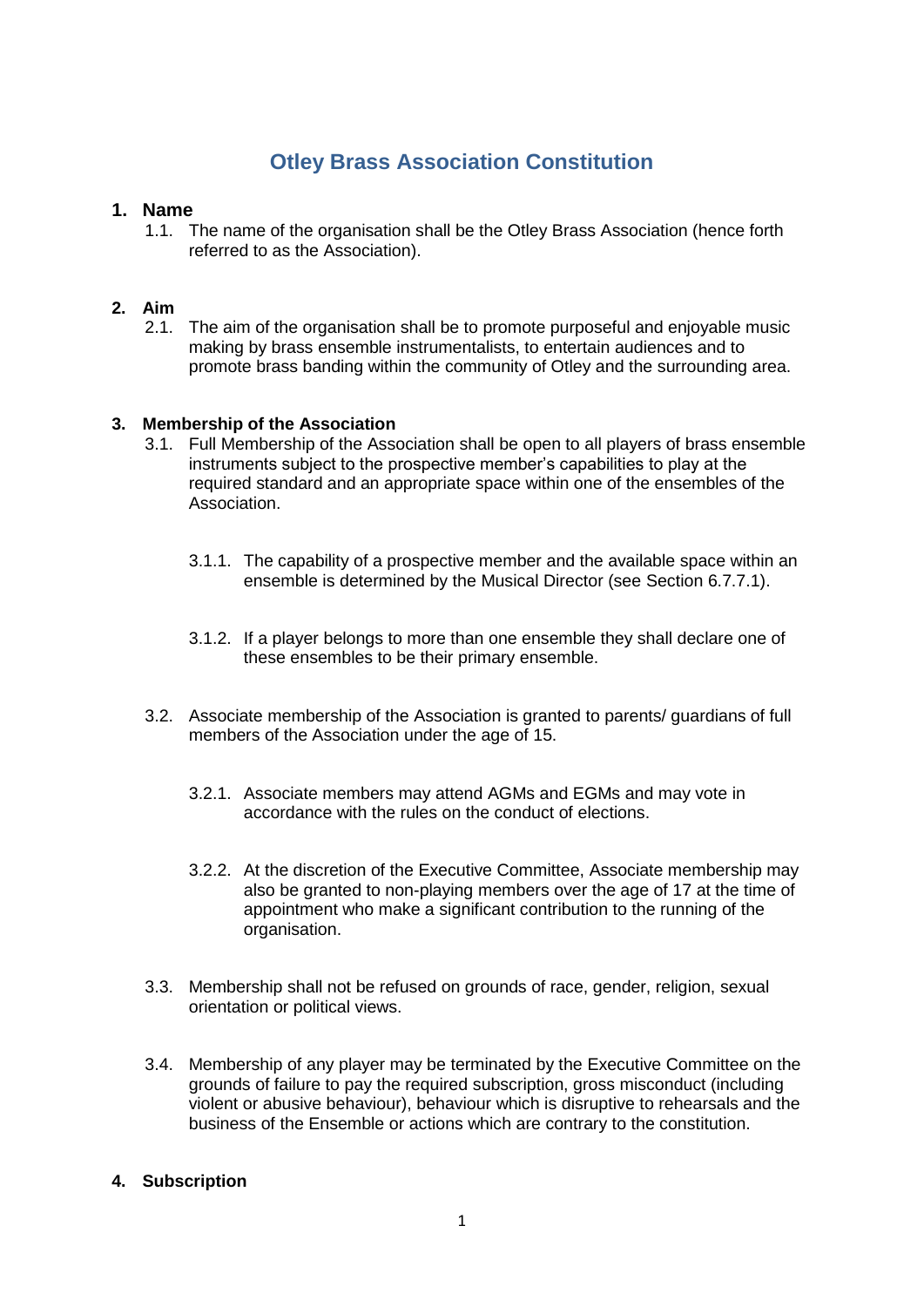# Otley Brass Association Constitution

## 1. Name

1.1. The name of the organisation shall be the Otley Brass Association (hence forth referred to as the Association).

## 2. Aim

2.1. The aim of the organisation shall be to promote purposeful and enjoyable music making by brass ensemble instrumentalists, to entertain audiences and to promote brass banding within the community of Otley and the surrounding area.

## 3. Membership of the Association

3.1. Full Membership of the Association shall be open to all players of brass ensemble instruments subject to the prospective member's capabilities to play at the required standard and an appropriate space within one of the ensembles of the Association.

3.1.1. The capability of a prospective member and the available space within an ensemble is determined by the Musical Director (see Section 6.7.7.1).

3.1.2. If a player belongs to more than one ensemble they shall declare one of these ensembles to be their primary ensemble.

3.2. Associate membership of the Association is granted to parents/ guardians of full members of the Association under the age of 15.

3.2.1. Associate members may attend AGMs and EGMs and may vote in accordance with the rules on the conduct of elections.

3.2.2. At the discretion of the Executive Committee, Associate membership may also be granted to non-playing members over the age of 17 at the time of appointment who make a significant contribution to the running of the organisation.

3.3. Membership shall not be refused on grounds of race, gender, religion, sexual orientation or political views.

3.4. Membership of any player may be terminated by the Executive Committee on the grounds of failure to pay the required subscription, gross misconduct (including violent or abusive behaviour), behaviour which is disruptive to rehearsals and the business of the Ensemble or actions which are contrary to the constitution.

## 4. Subscription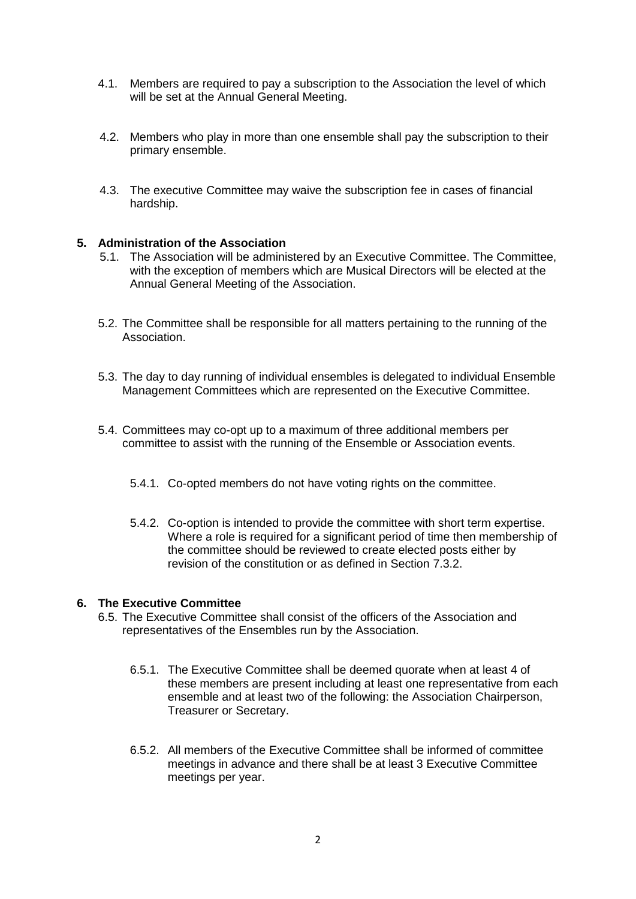4.1. Members are required to pay a subscription to the Association the level of which will be set at the Annual General Meeting.

4.2. Members who play in more than one ensemble shall pay the subscription to their primary ensemble.

4.3. The executive Committee may waive the subscription fee in cases of financial hardship.

## 5. Administration of the Association

5.1. The Association will be administered by an Executive Committee. The Committee, with the exception of members which are Musical Directors will be elected at the Annual General Meeting of the Association.

5.2. The Committee shall be responsible for all matters pertaining to the running of the Association.

5.3. The day to day running of individual ensembles is delegated to individual Ensemble Management Committees which are represented on the Executive Committee.

5.4. Committees may co-opt up to a maximum of three additional members per committee to assist with the running of the Ensemble or Association events.

5.4.1. Co-opted members do not have voting rights on the committee.

5.4.2. Co-option is intended to provide the committee with short term expertise. Where a role is required for a significant period of time then membership of the committee should be reviewed to create elected posts either by revision of the constitution or as defined in Section 7.3.2.

## 6. The Executive Committee

6.5. The Executive Committee shall consist of the officers of the Association and representatives of the Ensembles run by the Association.

6.5.1. The Executive Committee shall be deemed quorate when at least 4 of these members are present including at least one representative from each ensemble and at least two of the following: the Association Chairperson, Treasurer or Secretary.

6.5.2. All members of the Executive Committee shall be informed of committee meetings in advance and there shall be at least 3 Executive Committee meetings per year.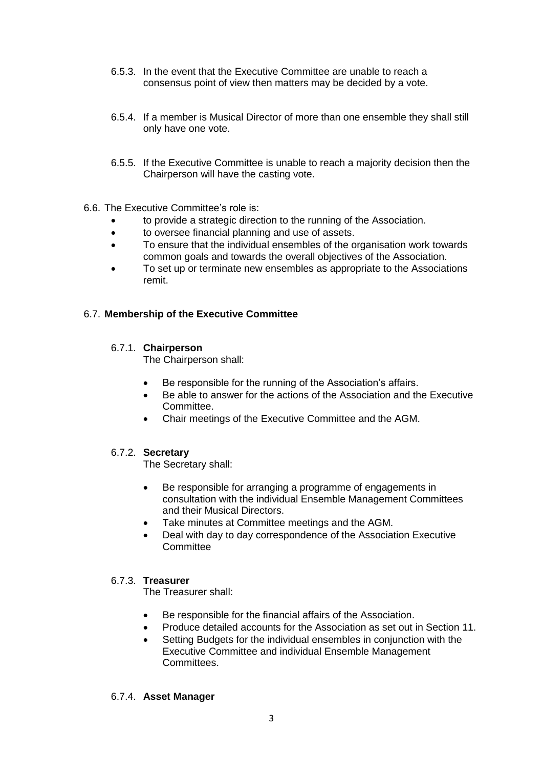6.5.3. In the event that the Executive Committee are unable to reach a consensus point of view then matters may be decided by a vote.

6.5.4. If a member is Musical Director of more than one ensemble they shall still only have one vote.

6.5.5. If the Executive Committee is unable to reach a majority decision then the Chairperson will have the casting vote.

6.6. The Executive Committee's role is:

- to provide a strategic direction to the running of the Association.
- to oversee financial planning and use of assets.
- To ensure that the individual ensembles of the organisation work towards common goals and towards the overall objectives of the Association.
- To set up or terminate new ensembles as appropriate to the Associations remit.

6.7. **Membership of the Executive Committee**

6.7.1. **Chairperson**

The Chairperson shall:

- Be responsible for the running of the Association's affairs.
- Be able to answer for the actions of the Association and the Executive Committee.
- Chair meetings of the Executive Committee and the AGM.

6.7.2. **Secretary**

The Secretary shall:

- Be responsible for arranging a programme of engagements in consultation with the individual Ensemble Management Committees and their Musical Directors.
- Take minutes at Committee meetings and the AGM.
- Deal with day to day correspondence of the Association Executive Committee

6.7.3. **Treasurer**

The Treasurer shall:

- Be responsible for the financial affairs of the Association.
- Produce detailed accounts for the Association as set out in Section 11.
- Setting Budgets for the individual ensembles in conjunction with the Executive Committee and individual Ensemble Management Committees.

6.7.4. **Asset Manager**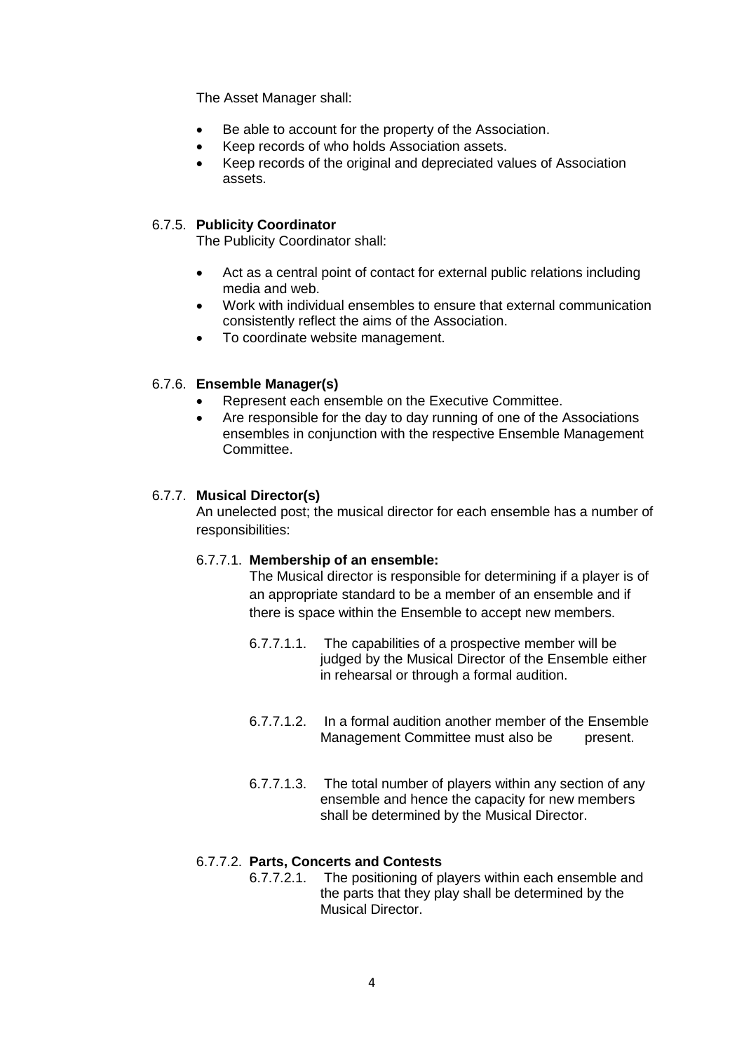The Asset Manager shall:

- Be able to account for the property of the Association.
- Keep records of who holds Association assets.
- Keep records of the original and depreciated values of Association assets.

### 6.7.5. **Publicity Coordinator**

The Publicity Coordinator shall:

- Act as a central point of contact for external public relations including media and web.
- Work with individual ensembles to ensure that external communication consistently reflect the aims of the Association.
- To coordinate website management.

### 6.7.6. **Ensemble Manager(s)**

- Represent each ensemble on the Executive Committee.
- Are responsible for the day to day running of one of the Associations ensembles in conjunction with the respective Ensemble Management Committee.

### 6.7.7. **Musical Director(s)**

An unelected post; the musical director for each ensemble has a number of responsibilities:

#### 6.7.7.1. **Membership of an ensemble:**

The Musical director is responsible for determining if a player is of an appropriate standard to be a member of an ensemble and if there is space within the Ensemble to accept new members.

6.7.7.1.1. The capabilities of a prospective member will be judged by the Musical Director of the Ensemble either in rehearsal or through a formal audition.

6.7.7.1.2. In a formal audition another member of the Ensemble Management Committee must also be present.

6.7.7.1.3. The total number of players within any section of any ensemble and hence the capacity for new members shall be determined by the Musical Director.

#### 6.7.7.2. **Parts, Concerts and Contests**

6.7.7.2.1. The positioning of players within each ensemble and the parts that they play shall be determined by the Musical Director.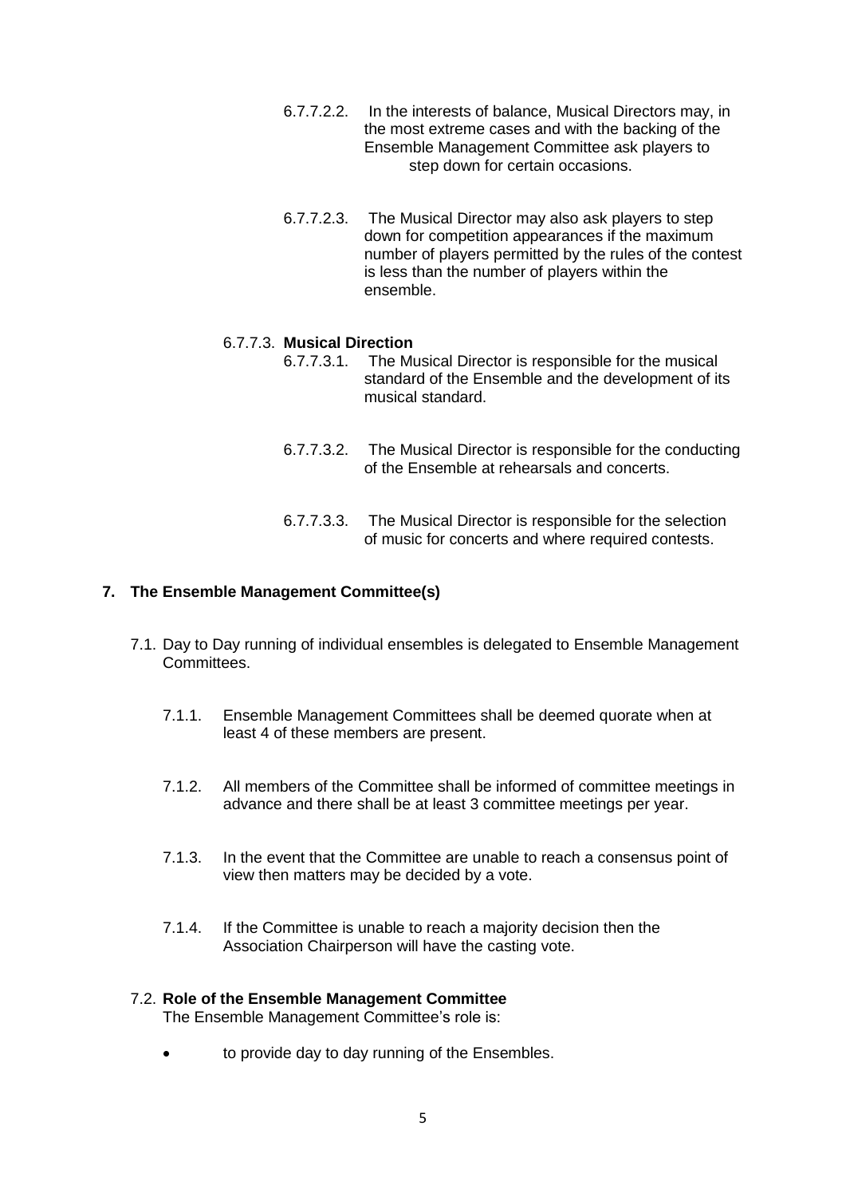6.7.7.2.2. In the interests of balance, Musical Directors may, in the most extreme cases and with the backing of the Ensemble Management Committee ask players to step down for certain occasions.

6.7.7.2.3. The Musical Director may also ask players to step down for competition appearances if the maximum number of players permitted by the rules of the contest is less than the number of players within the ensemble.

6.7.7.3. **Musical Direction**

6.7.7.3.1. The Musical Director is responsible for the musical standard of the Ensemble and the development of its musical standard.

6.7.7.3.2. The Musical Director is responsible for the conducting of the Ensemble at rehearsals and concerts.

6.7.7.3.3. The Musical Director is responsible for the selection of music for concerts and where required contests.

## 7. The Ensemble Management Committee(s)

7.1. Day to Day running of individual ensembles is delegated to Ensemble Management Committees.

7.1.1. Ensemble Management Committees shall be deemed quorate when at least 4 of these members are present.

7.1.2. All members of the Committee shall be informed of committee meetings in advance and there shall be at least 3 committee meetings per year.

7.1.3. In the event that the Committee are unable to reach a consensus point of view then matters may be decided by a vote.

7.1.4. If the Committee is unable to reach a majority decision then the Association Chairperson will have the casting vote.

7.2. **Role of the Ensemble Management Committee**
The Ensemble Management Committee's role is:

- to provide day to day running of the Ensembles.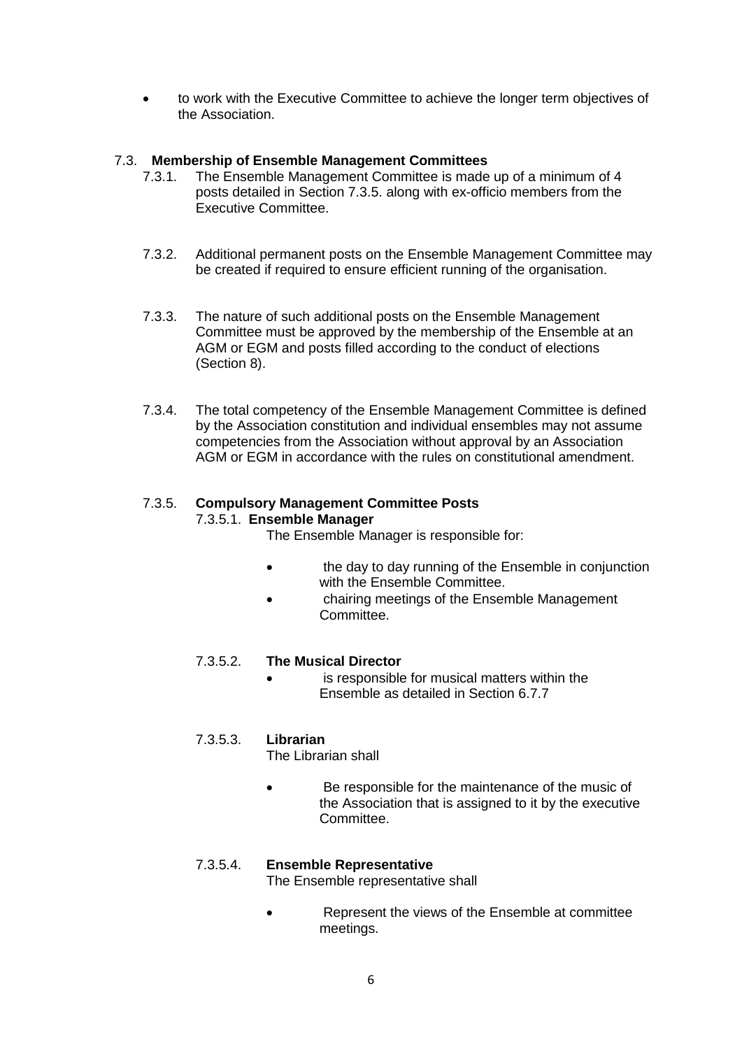- to work with the Executive Committee to achieve the longer term objectives of the Association.

### 7.3. Membership of Ensemble Management Committees

7.3.1. The Ensemble Management Committee is made up of a minimum of 4 posts detailed in Section 7.3.5. along with ex-officio members from the Executive Committee.

7.3.2. Additional permanent posts on the Ensemble Management Committee may be created if required to ensure efficient running of the organisation.

7.3.3. The nature of such additional posts on the Ensemble Management Committee must be approved by the membership of the Ensemble at an AGM or EGM and posts filled according to the conduct of elections (Section 8).

7.3.4. The total competency of the Ensemble Management Committee is defined by the Association constitution and individual ensembles may not assume competencies from the Association without approval by an Association AGM or EGM in accordance with the rules on constitutional amendment.

#### 7.3.5. Compulsory Management Committee Posts

**7.3.5.1. Ensemble Manager**

The Ensemble Manager is responsible for:

- the day to day running of the Ensemble in conjunction with the Ensemble Committee.
- chairing meetings of the Ensemble Management Committee.

**7.3.5.2. The Musical Director**

- is responsible for musical matters within the Ensemble as detailed in Section 6.7.7

**7.3.5.3. Librarian**

The Librarian shall

- Be responsible for the maintenance of the music of the Association that is assigned to it by the executive Committee.

**7.3.5.4. Ensemble Representative**

The Ensemble representative shall

- Represent the views of the Ensemble at committee meetings.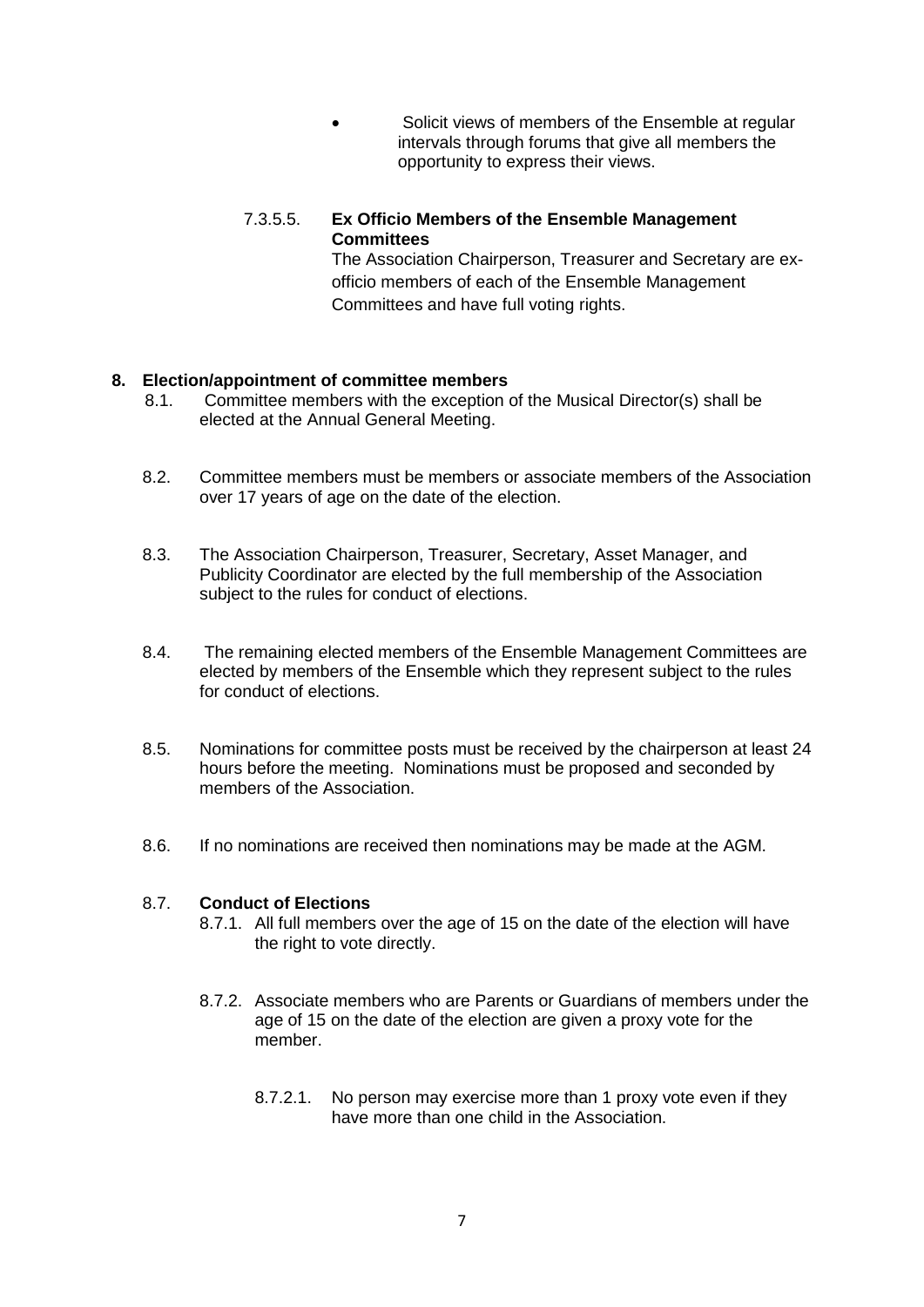- Solicit views of members of the Ensemble at regular intervals through forums that give all members the opportunity to express their views.

7.3.5.5. **Ex Officio Members of the Ensemble Management Committees**

The Association Chairperson, Treasurer and Secretary are ex-officio members of each of the Ensemble Management Committees and have full voting rights.

## 8. Election/appointment of committee members

8.1. Committee members with the exception of the Musical Director(s) shall be elected at the Annual General Meeting.

8.2. Committee members must be members or associate members of the Association over 17 years of age on the date of the election.

8.3. The Association Chairperson, Treasurer, Secretary, Asset Manager, and Publicity Coordinator are elected by the full membership of the Association subject to the rules for conduct of elections.

8.4. The remaining elected members of the Ensemble Management Committees are elected by members of the Ensemble which they represent subject to the rules for conduct of elections.

8.5. Nominations for committee posts must be received by the chairperson at least 24 hours before the meeting. Nominations must be proposed and seconded by members of the Association.

8.6. If no nominations are received then nominations may be made at the AGM.

8.7. **Conduct of Elections**

8.7.1. All full members over the age of 15 on the date of the election will have the right to vote directly.

8.7.2. Associate members who are Parents or Guardians of members under the age of 15 on the date of the election are given a proxy vote for the member.

8.7.2.1. No person may exercise more than 1 proxy vote even if they have more than one child in the Association.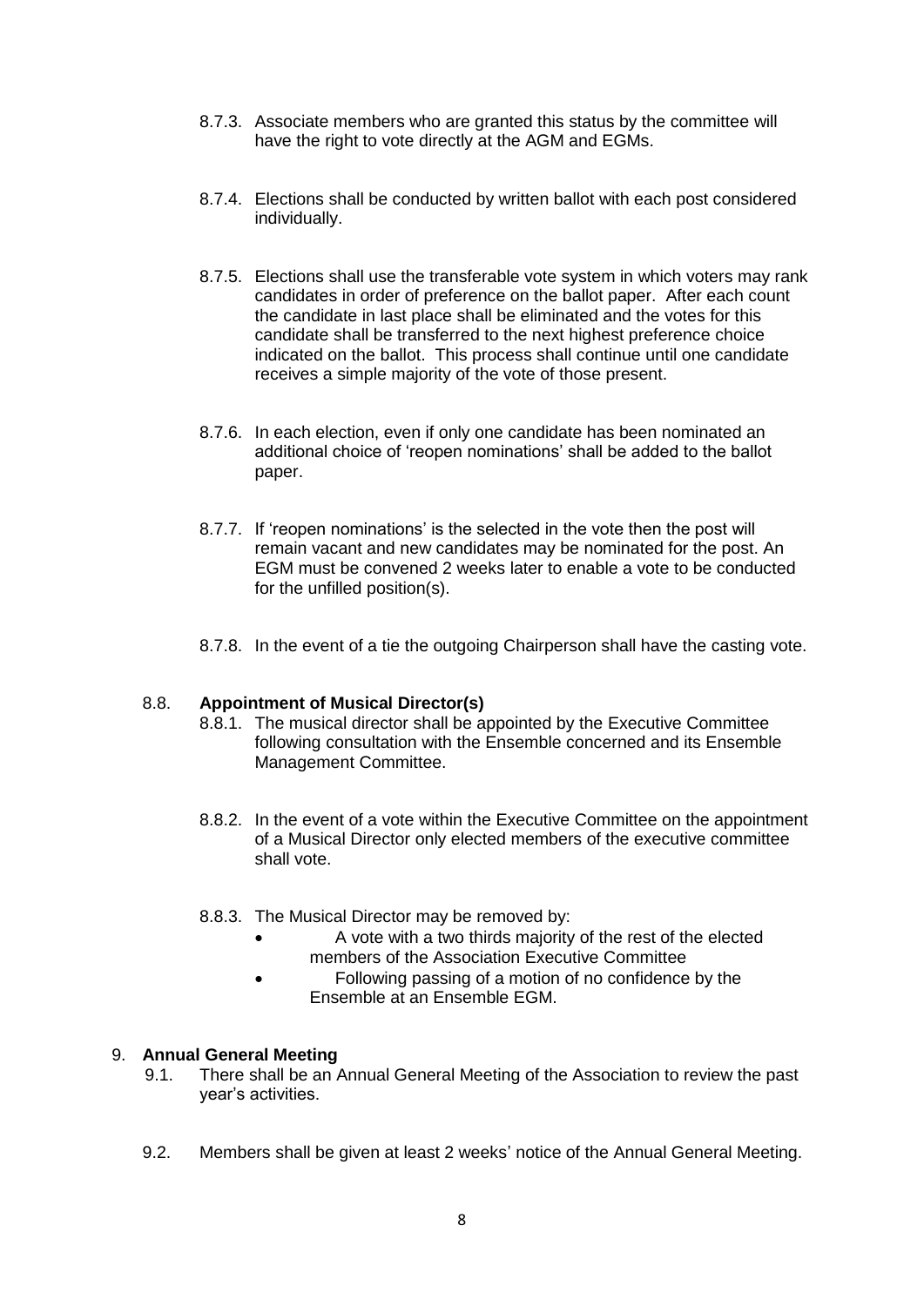8.7.3. Associate members who are granted this status by the committee will have the right to vote directly at the AGM and EGMs.

8.7.4. Elections shall be conducted by written ballot with each post considered individually.

8.7.5. Elections shall use the transferable vote system in which voters may rank candidates in order of preference on the ballot paper. After each count the candidate in last place shall be eliminated and the votes for this candidate shall be transferred to the next highest preference choice indicated on the ballot. This process shall continue until one candidate receives a simple majority of the vote of those present.

8.7.6. In each election, even if only one candidate has been nominated an additional choice of 'reopen nominations' shall be added to the ballot paper.

8.7.7. If 'reopen nominations' is the selected in the vote then the post will remain vacant and new candidates may be nominated for the post. An EGM must be convened 2 weeks later to enable a vote to be conducted for the unfilled position(s).

8.7.8. In the event of a tie the outgoing Chairperson shall have the casting vote.

8.8. **Appointment of Musical Director(s)**

8.8.1. The musical director shall be appointed by the Executive Committee following consultation with the Ensemble concerned and its Ensemble Management Committee.

8.8.2. In the event of a vote within the Executive Committee on the appointment of a Musical Director only elected members of the executive committee shall vote.

8.8.3. The Musical Director may be removed by:

- A vote with a two thirds majority of the rest of the elected members of the Association Executive Committee
- Following passing of a motion of no confidence by the Ensemble at an Ensemble EGM.

## 9. **Annual General Meeting**

9.1. There shall be an Annual General Meeting of the Association to review the past year's activities.

9.2. Members shall be given at least 2 weeks' notice of the Annual General Meeting.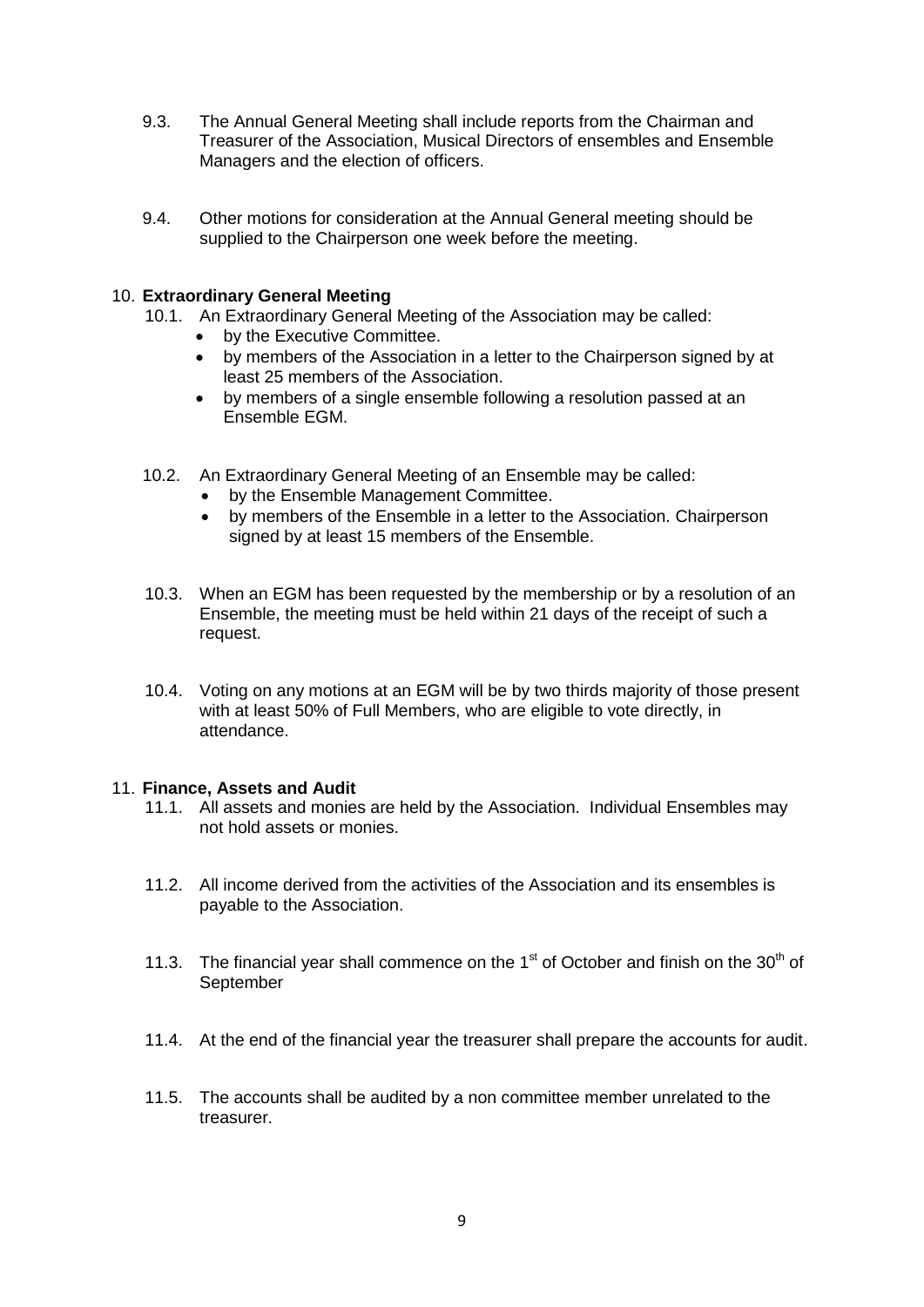9.3. The Annual General Meeting shall include reports from the Chairman and Treasurer of the Association, Musical Directors of ensembles and Ensemble Managers and the election of officers.

9.4. Other motions for consideration at the Annual General meeting should be supplied to the Chairperson one week before the meeting.

10. **Extraordinary General Meeting**

10.1. An Extraordinary General Meeting of the Association may be called:

- by the Executive Committee.
- by members of the Association in a letter to the Chairperson signed by at least 25 members of the Association.
- by members of a single ensemble following a resolution passed at an Ensemble EGM.

10.2. An Extraordinary General Meeting of an Ensemble may be called:

- by the Ensemble Management Committee.
- by members of the Ensemble in a letter to the Association. Chairperson signed by at least 15 members of the Ensemble.

10.3. When an EGM has been requested by the membership or by a resolution of an Ensemble, the meeting must be held within 21 days of the receipt of such a request.

10.4. Voting on any motions at an EGM will be by two thirds majority of those present with at least 50% of Full Members, who are eligible to vote directly, in attendance.

11. **Finance, Assets and Audit**

11.1. All assets and monies are held by the Association. Individual Ensembles may not hold assets or monies.

11.2. All income derived from the activities of the Association and its ensembles is payable to the Association.

11.3. The financial year shall commence on the 1st of October and finish on the 30th of September

11.4. At the end of the financial year the treasurer shall prepare the accounts for audit.

11.5. The accounts shall be audited by a non committee member unrelated to the treasurer.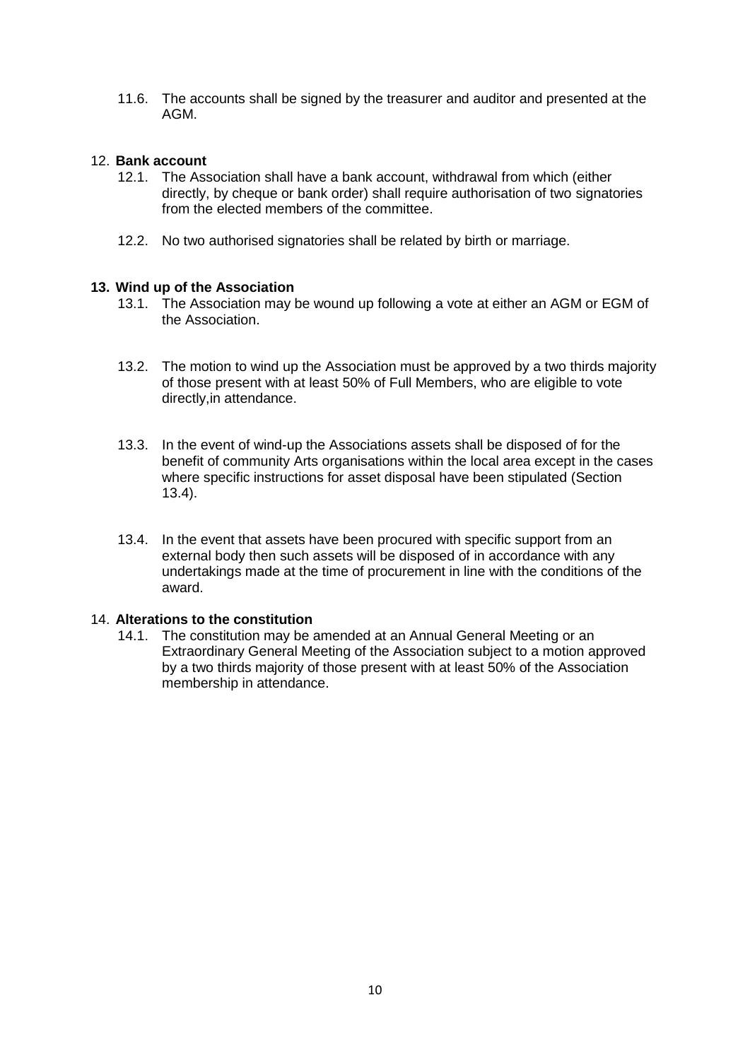11.6. The accounts shall be signed by the treasurer and auditor and presented at the AGM.

12. **Bank account**

12.1. The Association shall have a bank account, withdrawal from which (either directly, by cheque or bank order) shall require authorisation of two signatories from the elected members of the committee.

12.2. No two authorised signatories shall be related by birth or marriage.

**13. Wind up of the Association**

13.1. The Association may be wound up following a vote at either an AGM or EGM of the Association.

13.2. The motion to wind up the Association must be approved by a two thirds majority of those present with at least 50% of Full Members, who are eligible to vote directly,in attendance.

13.3. In the event of wind-up the Associations assets shall be disposed of for the benefit of community Arts organisations within the local area except in the cases where specific instructions for asset disposal have been stipulated (Section 13.4).

13.4. In the event that assets have been procured with specific support from an external body then such assets will be disposed of in accordance with any undertakings made at the time of procurement in line with the conditions of the award.

14. **Alterations to the constitution**

14.1. The constitution may be amended at an Annual General Meeting or an Extraordinary General Meeting of the Association subject to a motion approved by a two thirds majority of those present with at least 50% of the Association membership in attendance.